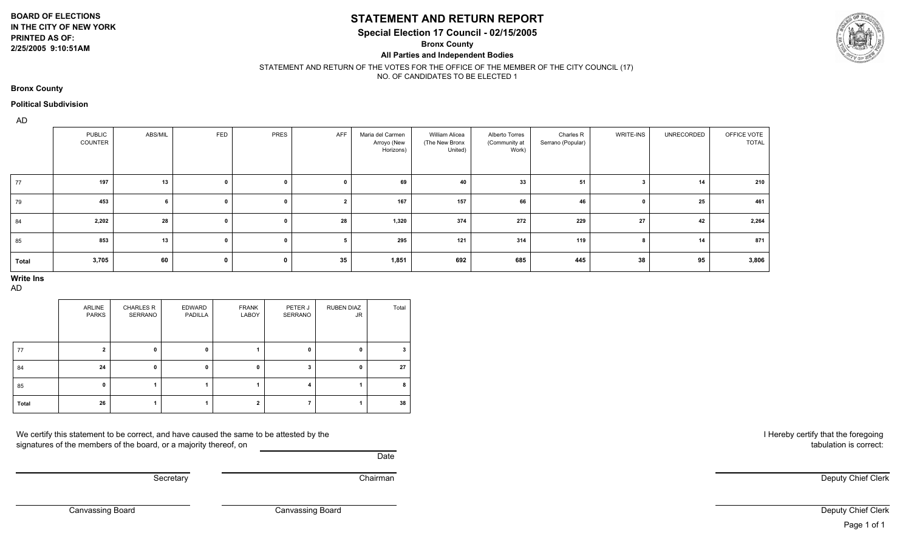**BOARD OF ELECTIONS**
**IN THE CITY OF NEW YORK**
**PRINTED AS OF:**
**2/25/2005 9:10:51AM**

# STATEMENT AND RETURN REPORT

## Special Election 17 Council - 02/15/2005

### Bronx County

### All Parties and Independent Bodies

STATEMENT AND RETURN OF THE VOTES FOR THE OFFICE OF THE MEMBER OF THE CITY COUNCIL (17)
NO. OF CANDIDATES TO BE ELECTED 1

**Bronx County**

**Political Subdivision**

AD

| | PUBLIC COUNTER | ABS/MIL | FED | PRES | AFF | Maria del Carmen Arroyo (New Horizons) | William Alicea (The New Bronx United) | Alberto Torres (Community at Work) | Charles R Serrano (Popular) | WRITE-INS | UNRECORDED | OFFICE VOTE TOTAL |
|---|---|---|---|---|---|---|---|---|---|---|---|---|
| 77 | 197 | 13 | 0 | 0 | 0 | 69 | 40 | 33 | 51 | 3 | 14 | 210 |
| 79 | 453 | 6 | 0 | 0 | 2 | 167 | 157 | 66 | 46 | 0 | 25 | 461 |
| 84 | 2,202 | 28 | 0 | 0 | 28 | 1,320 | 374 | 272 | 229 | 27 | 42 | 2,264 |
| 85 | 853 | 13 | 0 | 0 | 5 | 295 | 121 | 314 | 119 | 8 | 14 | 871 |
| Total | 3,705 | 60 | 0 | 0 | 35 | 1,851 | 692 | 685 | 445 | 38 | 95 | 3,806 |

**Write Ins**

AD

| | ARLINE PARKS | CHARLES R SERRANO | EDWARD PADILLA | FRANK LABOY | PETER J SERRANO | RUBEN DIAZ JR | Total |
|---|---|---|---|---|---|---|---|
| 77 | 2 | 0 | 0 | 1 | 0 | 0 | 3 |
| 84 | 24 | 0 | 0 | 0 | 3 | 0 | 27 |
| 85 | 0 | 1 | 1 | 1 | 4 | 1 | 8 |
| Total | 26 | 1 | 1 | 2 | 7 | 1 | 38 |

We certify this statement to be correct, and have caused the same to be attested by the signatures of the members of the board, or a majority thereof, on

Date

Secretary

Chairman

Canvassing Board

Canvassing Board

I Hereby certify that the foregoing tabulation is correct:

Deputy Chief Clerk

Deputy Chief Clerk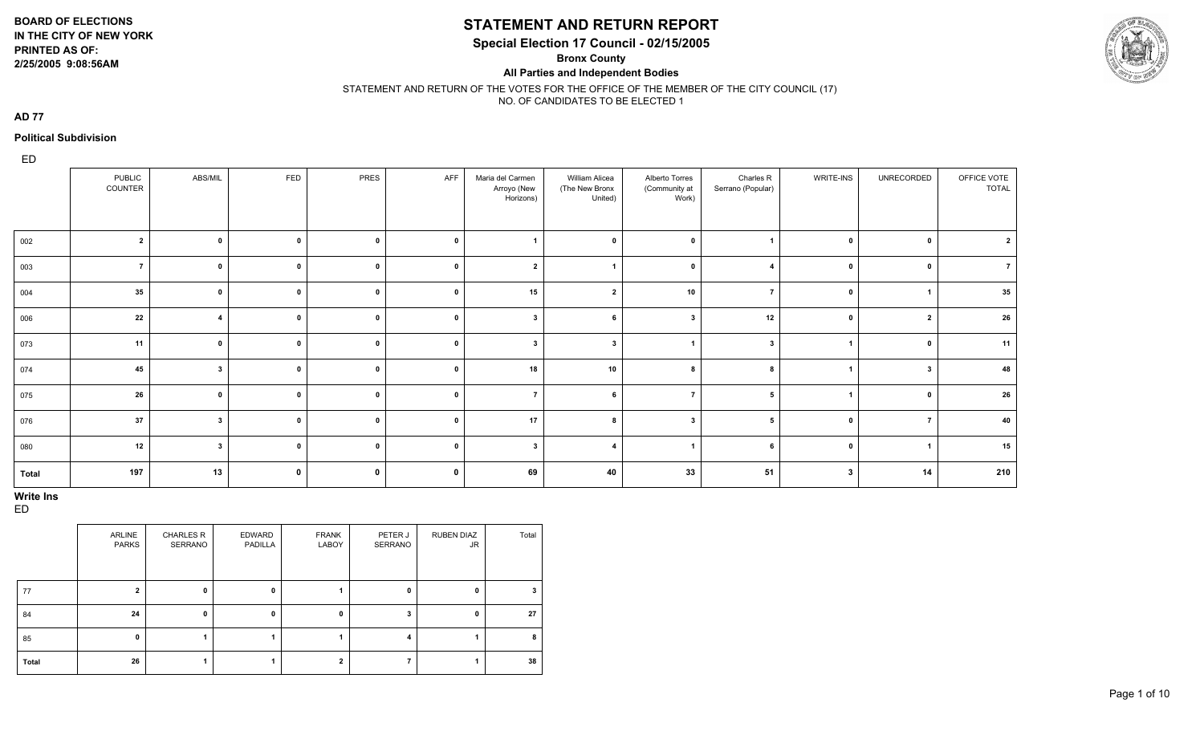**BOARD OF ELECTIONS**
**IN THE CITY OF NEW YORK**
**PRINTED AS OF:**
**2/25/2005 9:08:56AM**

# STATEMENT AND RETURN REPORT

**Special Election 17 Council - 02/15/2005**

**Bronx County**

**All Parties and Independent Bodies**

STATEMENT AND RETURN OF THE VOTES FOR THE OFFICE OF THE MEMBER OF THE CITY COUNCIL (17)
NO. OF CANDIDATES TO BE ELECTED 1

**AD 77**

**Political Subdivision**

| ED | PUBLIC COUNTER | ABS/MIL | FED | PRES | AFF | Maria del Carmen Arroyo (New Horizons) | William Alicea (The New Bronx United) | Alberto Torres (Community at Work) | Charles R Serrano (Popular) | WRITE-INS | UNRECORDED | OFFICE VOTE TOTAL |
|---|---|---|---|---|---|---|---|---|---|---|---|---|
| 002 | 2 | 0 | 0 | 0 | 0 | 1 | 0 | 0 | 1 | 0 | 0 | 2 |
| 003 | 7 | 0 | 0 | 0 | 0 | 2 | 1 | 0 | 4 | 0 | 0 | 7 |
| 004 | 35 | 0 | 0 | 0 | 0 | 15 | 2 | 10 | 7 | 0 | 1 | 35 |
| 006 | 22 | 4 | 0 | 0 | 0 | 3 | 6 | 3 | 12 | 0 | 2 | 26 |
| 073 | 11 | 0 | 0 | 0 | 0 | 3 | 3 | 1 | 3 | 1 | 0 | 11 |
| 074 | 45 | 3 | 0 | 0 | 0 | 18 | 10 | 8 | 8 | 1 | 3 | 48 |
| 075 | 26 | 0 | 0 | 0 | 0 | 7 | 6 | 7 | 5 | 1 | 0 | 26 |
| 076 | 37 | 3 | 0 | 0 | 0 | 17 | 8 | 3 | 5 | 0 | 7 | 40 |
| 080 | 12 | 3 | 0 | 0 | 0 | 3 | 4 | 1 | 6 | 0 | 1 | 15 |
| Total | 197 | 13 | 0 | 0 | 0 | 69 | 40 | 33 | 51 | 3 | 14 | 210 |

**Write Ins**

| ED | ARLINE PARKS | CHARLES R SERRANO | EDWARD PADILLA | FRANK LABOY | PETER J SERRANO | RUBEN DIAZ JR | Total |
|---|---|---|---|---|---|---|---|
| 77 | 2 | 0 | 0 | 1 | 0 | 0 | 3 |
| 84 | 24 | 0 | 0 | 0 | 3 | 0 | 27 |
| 85 | 0 | 1 | 1 | 1 | 4 | 1 | 8 |
| Total | 26 | 1 | 1 | 2 | 7 | 1 | 38 |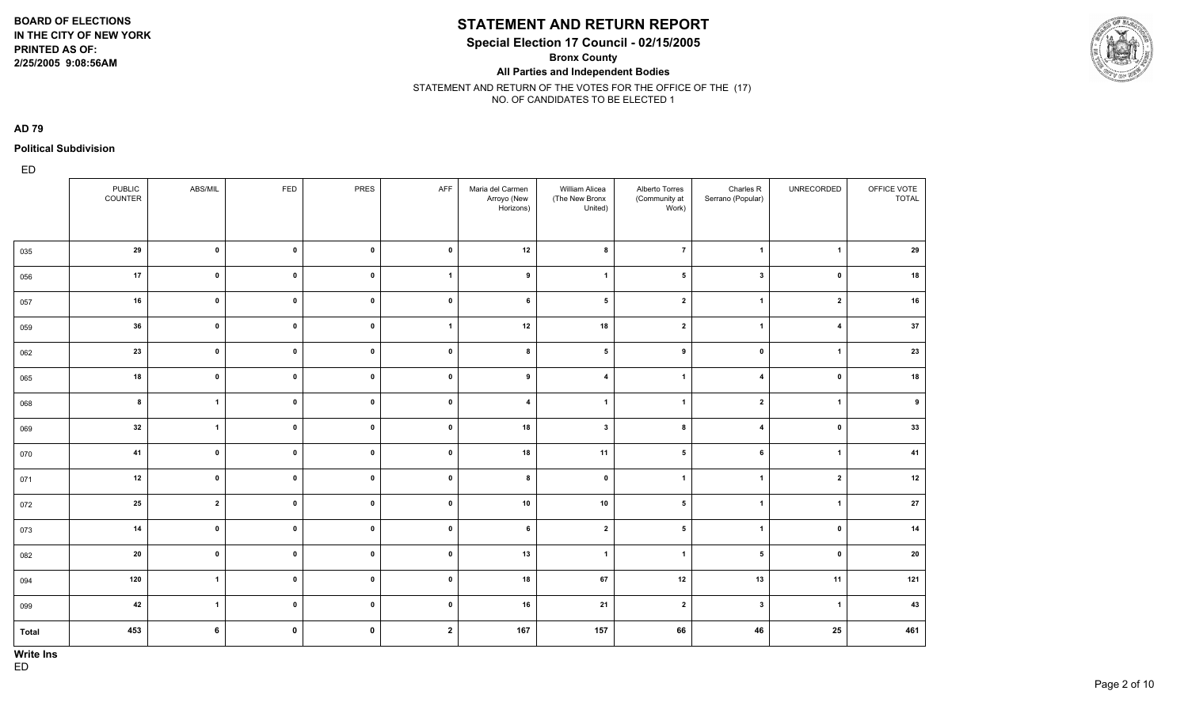**BOARD OF ELECTIONS**
**IN THE CITY OF NEW YORK**
**PRINTED AS OF:**
**2/25/2005 9:08:56AM**

# STATEMENT AND RETURN REPORT

## Special Election 17 Council - 02/15/2005

### Bronx County

### All Parties and Independent Bodies

STATEMENT AND RETURN OF THE VOTES FOR THE OFFICE OF THE (17)
NO. OF CANDIDATES TO BE ELECTED 1

**AD 79**

**Political Subdivision**

ED

| | PUBLIC COUNTER | ABS/MIL | FED | PRES | AFF | Maria del Carmen Arroyo (New Horizons) | William Alicea (The New Bronx United) | Alberto Torres (Community at Work) | Charles R Serrano (Popular) | UNRECORDED | OFFICE VOTE TOTAL |
|---|---|---|---|---|---|---|---|---|---|---|---|
| 035 | 29 | 0 | 0 | 0 | 0 | 12 | 8 | 7 | 1 | 1 | 29 |
| 056 | 17 | 0 | 0 | 0 | 1 | 9 | 1 | 5 | 3 | 0 | 18 |
| 057 | 16 | 0 | 0 | 0 | 0 | 6 | 5 | 2 | 1 | 2 | 16 |
| 059 | 36 | 0 | 0 | 0 | 1 | 12 | 18 | 2 | 1 | 4 | 37 |
| 062 | 23 | 0 | 0 | 0 | 0 | 8 | 5 | 9 | 0 | 1 | 23 |
| 065 | 18 | 0 | 0 | 0 | 0 | 9 | 4 | 1 | 4 | 0 | 18 |
| 068 | 8 | 1 | 0 | 0 | 0 | 4 | 1 | 1 | 2 | 1 | 9 |
| 069 | 32 | 1 | 0 | 0 | 0 | 18 | 3 | 8 | 4 | 0 | 33 |
| 070 | 41 | 0 | 0 | 0 | 0 | 18 | 11 | 5 | 6 | 1 | 41 |
| 071 | 12 | 0 | 0 | 0 | 0 | 8 | 0 | 1 | 1 | 2 | 12 |
| 072 | 25 | 2 | 0 | 0 | 0 | 10 | 10 | 5 | 1 | 1 | 27 |
| 073 | 14 | 0 | 0 | 0 | 0 | 6 | 2 | 5 | 1 | 0 | 14 |
| 082 | 20 | 0 | 0 | 0 | 0 | 13 | 1 | 1 | 5 | 0 | 20 |
| 094 | 120 | 1 | 0 | 0 | 0 | 18 | 67 | 12 | 13 | 11 | 121 |
| 099 | 42 | 1 | 0 | 0 | 0 | 16 | 21 | 2 | 3 | 1 | 43 |
| **Total** | 453 | 6 | 0 | 0 | 2 | 167 | 157 | 66 | 46 | 25 | 461 |

**Write Ins**

ED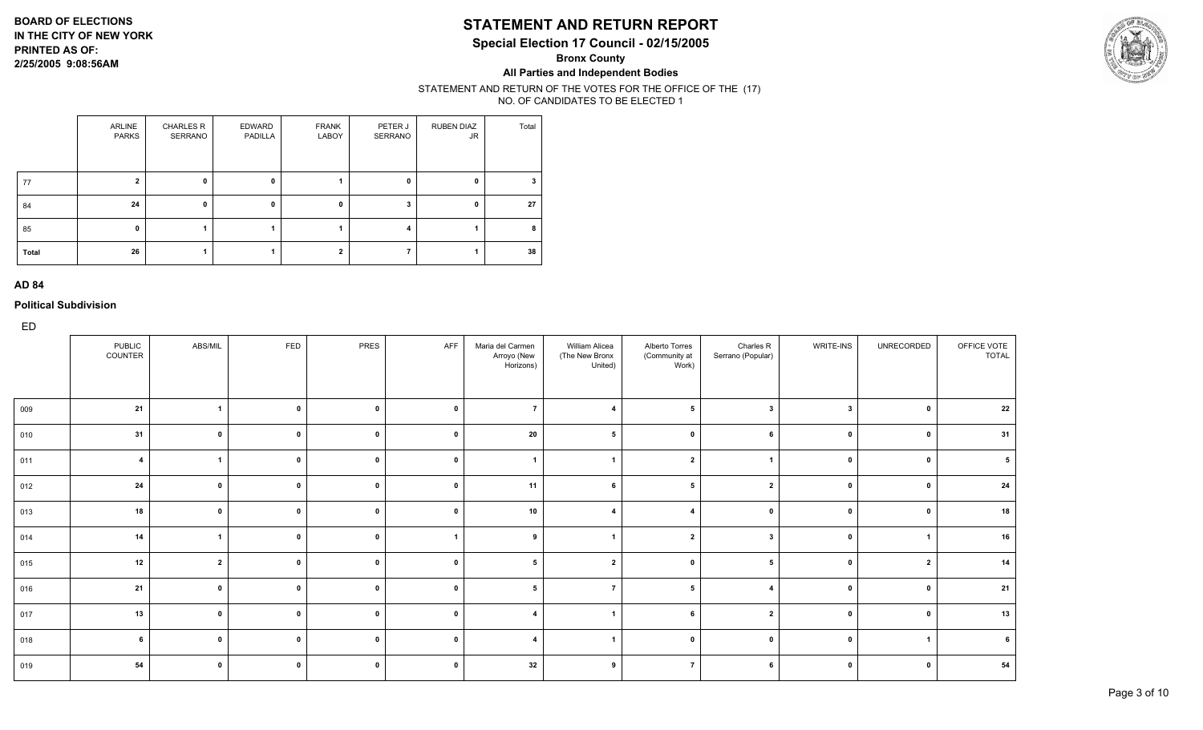**BOARD OF ELECTIONS**
**IN THE CITY OF NEW YORK**
**PRINTED AS OF:**
**2/25/2005 9:08:56AM**

# STATEMENT AND RETURN REPORT

## Special Election 17 Council - 02/15/2005

### Bronx County

### All Parties and Independent Bodies

STATEMENT AND RETURN OF THE VOTES FOR THE OFFICE OF THE (17)
NO. OF CANDIDATES TO BE ELECTED 1

| | ARLINE PARKS | CHARLES R SERRANO | EDWARD PADILLA | FRANK LABOY | PETER J SERRANO | RUBEN DIAZ JR | Total |
|---|---|---|---|---|---|---|---|
| 77 | 2 | 0 | 0 | 1 | 0 | 0 | 3 |
| 84 | 24 | 0 | 0 | 0 | 3 | 0 | 27 |
| 85 | 0 | 1 | 1 | 1 | 4 | 1 | 8 |
| Total | 26 | 1 | 1 | 2 | 7 | 1 | 38 |

**AD 84**

**Political Subdivision**

ED

| | PUBLIC COUNTER | ABS/MIL | FED | PRES | AFF | Maria del Carmen Arroyo (New Horizons) | William Alicea (The New Bronx United) | Alberto Torres (Community at Work) | Charles R Serrano (Popular) | WRITE-INS | UNRECORDED | OFFICE VOTE TOTAL |
|---|---|---|---|---|---|---|---|---|---|---|---|---|
| 009 | 21 | 1 | 0 | 0 | 0 | 7 | 4 | 5 | 3 | 3 | 0 | 22 |
| 010 | 31 | 0 | 0 | 0 | 0 | 20 | 5 | 0 | 6 | 0 | 0 | 31 |
| 011 | 4 | 1 | 0 | 0 | 0 | 1 | 1 | 2 | 1 | 0 | 0 | 5 |
| 012 | 24 | 0 | 0 | 0 | 0 | 11 | 6 | 5 | 2 | 0 | 0 | 24 |
| 013 | 18 | 0 | 0 | 0 | 0 | 10 | 4 | 4 | 0 | 0 | 0 | 18 |
| 014 | 14 | 1 | 0 | 0 | 1 | 9 | 1 | 2 | 3 | 0 | 1 | 16 |
| 015 | 12 | 2 | 0 | 0 | 0 | 5 | 2 | 0 | 5 | 0 | 2 | 14 |
| 016 | 21 | 0 | 0 | 0 | 0 | 5 | 7 | 5 | 4 | 0 | 0 | 21 |
| 017 | 13 | 0 | 0 | 0 | 0 | 4 | 1 | 6 | 2 | 0 | 0 | 13 |
| 018 | 6 | 0 | 0 | 0 | 0 | 4 | 1 | 0 | 0 | 0 | 1 | 6 |
| 019 | 54 | 0 | 0 | 0 | 0 | 32 | 9 | 7 | 6 | 0 | 0 | 54 |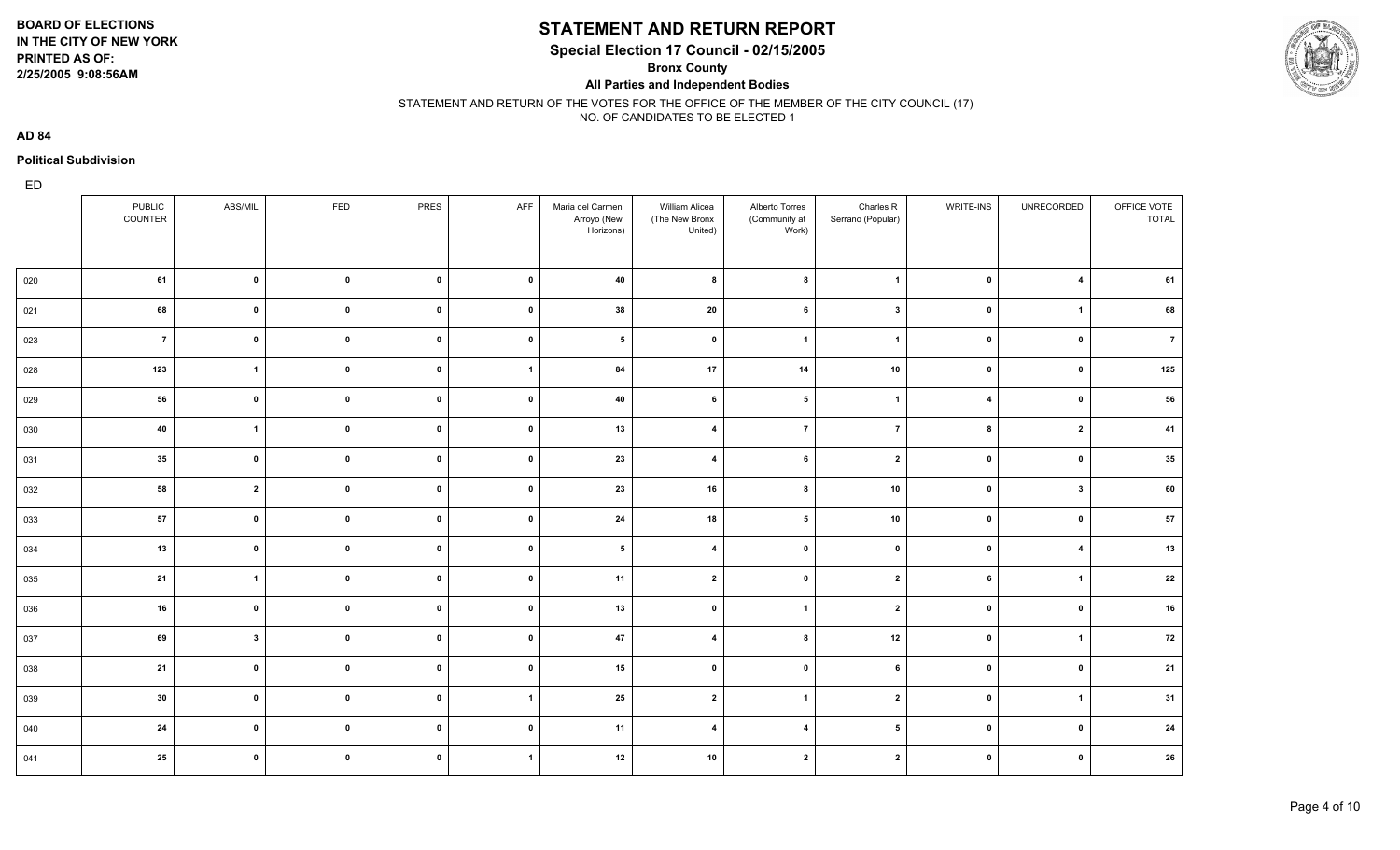BOARD OF ELECTIONS
IN THE CITY OF NEW YORK
PRINTED AS OF:
2/25/2005 9:08:56AM

# STATEMENT AND RETURN REPORT

## Special Election 17 Council - 02/15/2005

**Bronx County**

**All Parties and Independent Bodies**

STATEMENT AND RETURN OF THE VOTES FOR THE OFFICE OF THE MEMBER OF THE CITY COUNCIL (17)
NO. OF CANDIDATES TO BE ELECTED 1

**AD 84**

**Political Subdivision**

| ED | PUBLIC COUNTER | ABS/MIL | FED | PRES | AFF | Maria del Carmen Arroyo (New Horizons) | William Alicea (The New Bronx United) | Alberto Torres (Community at Work) | Charles R Serrano (Popular) | WRITE-INS | UNRECORDED | OFFICE VOTE TOTAL |
|---|---|---|---|---|---|---|---|---|---|---|---|---|
| 020 | 61 | 0 | 0 | 0 | 0 | 40 | 8 | 8 | 1 | 0 | 4 | 61 |
| 021 | 68 | 0 | 0 | 0 | 0 | 38 | 20 | 6 | 3 | 0 | 1 | 68 |
| 023 | 7 | 0 | 0 | 0 | 0 | 5 | 0 | 1 | 1 | 0 | 0 | 7 |
| 028 | 123 | 1 | 0 | 0 | 1 | 84 | 17 | 14 | 10 | 0 | 0 | 125 |
| 029 | 56 | 0 | 0 | 0 | 0 | 40 | 6 | 5 | 1 | 4 | 0 | 56 |
| 030 | 40 | 1 | 0 | 0 | 0 | 13 | 4 | 7 | 7 | 8 | 2 | 41 |
| 031 | 35 | 0 | 0 | 0 | 0 | 23 | 4 | 6 | 2 | 0 | 0 | 35 |
| 032 | 58 | 2 | 0 | 0 | 0 | 23 | 16 | 8 | 10 | 0 | 3 | 60 |
| 033 | 57 | 0 | 0 | 0 | 0 | 24 | 18 | 5 | 10 | 0 | 0 | 57 |
| 034 | 13 | 0 | 0 | 0 | 0 | 5 | 4 | 0 | 0 | 0 | 4 | 13 |
| 035 | 21 | 1 | 0 | 0 | 0 | 11 | 2 | 0 | 2 | 6 | 1 | 22 |
| 036 | 16 | 0 | 0 | 0 | 0 | 13 | 0 | 1 | 2 | 0 | 0 | 16 |
| 037 | 69 | 3 | 0 | 0 | 0 | 47 | 4 | 8 | 12 | 0 | 1 | 72 |
| 038 | 21 | 0 | 0 | 0 | 0 | 15 | 0 | 0 | 6 | 0 | 0 | 21 |
| 039 | 30 | 0 | 0 | 0 | 1 | 25 | 2 | 1 | 2 | 0 | 1 | 31 |
| 040 | 24 | 0 | 0 | 0 | 0 | 11 | 4 | 4 | 5 | 0 | 0 | 24 |
| 041 | 25 | 0 | 0 | 0 | 1 | 12 | 10 | 2 | 2 | 0 | 0 | 26 |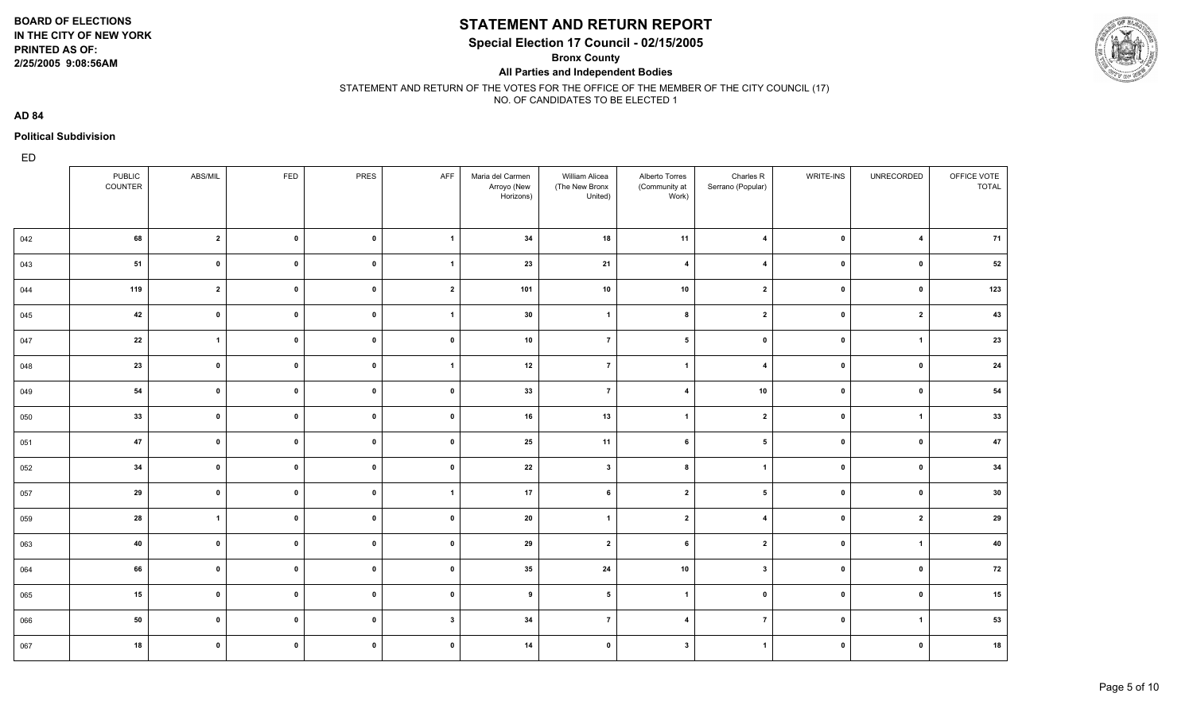BOARD OF ELECTIONS
IN THE CITY OF NEW YORK
PRINTED AS OF:
2/25/2005 9:08:56AM

# STATEMENT AND RETURN REPORT

**Special Election 17 Council - 02/15/2005**

**Bronx County**

**All Parties and Independent Bodies**

STATEMENT AND RETURN OF THE VOTES FOR THE OFFICE OF THE MEMBER OF THE CITY COUNCIL (17)
NO. OF CANDIDATES TO BE ELECTED 1

**AD 84**

**Political Subdivision**

| ED | PUBLIC COUNTER | ABS/MIL | FED | PRES | AFF | Maria del Carmen Arroyo (New Horizons) | William Alicea (The New Bronx United) | Alberto Torres (Community at Work) | Charles R Serrano (Popular) | WRITE-INS | UNRECORDED | OFFICE VOTE TOTAL |
|---|---|---|---|---|---|---|---|---|---|---|---|---|
| 042 | 68 | 2 | 0 | 0 | 1 | 34 | 18 | 11 | 4 | 0 | 4 | 71 |
| 043 | 51 | 0 | 0 | 0 | 1 | 23 | 21 | 4 | 4 | 0 | 0 | 52 |
| 044 | 119 | 2 | 0 | 0 | 2 | 101 | 10 | 10 | 2 | 0 | 0 | 123 |
| 045 | 42 | 0 | 0 | 0 | 1 | 30 | 1 | 8 | 2 | 0 | 2 | 43 |
| 047 | 22 | 1 | 0 | 0 | 0 | 10 | 7 | 5 | 0 | 0 | 1 | 23 |
| 048 | 23 | 0 | 0 | 0 | 1 | 12 | 7 | 1 | 4 | 0 | 0 | 24 |
| 049 | 54 | 0 | 0 | 0 | 0 | 33 | 7 | 4 | 10 | 0 | 0 | 54 |
| 050 | 33 | 0 | 0 | 0 | 0 | 16 | 13 | 1 | 2 | 0 | 1 | 33 |
| 051 | 47 | 0 | 0 | 0 | 0 | 25 | 11 | 6 | 5 | 0 | 0 | 47 |
| 052 | 34 | 0 | 0 | 0 | 0 | 22 | 3 | 8 | 1 | 0 | 0 | 34 |
| 057 | 29 | 0 | 0 | 0 | 1 | 17 | 6 | 2 | 5 | 0 | 0 | 30 |
| 059 | 28 | 1 | 0 | 0 | 0 | 20 | 1 | 2 | 4 | 0 | 2 | 29 |
| 063 | 40 | 0 | 0 | 0 | 0 | 29 | 2 | 6 | 2 | 0 | 1 | 40 |
| 064 | 66 | 0 | 0 | 0 | 0 | 35 | 24 | 10 | 3 | 0 | 0 | 72 |
| 065 | 15 | 0 | 0 | 0 | 0 | 9 | 5 | 1 | 0 | 0 | 0 | 15 |
| 066 | 50 | 0 | 0 | 0 | 3 | 34 | 7 | 4 | 7 | 0 | 1 | 53 |
| 067 | 18 | 0 | 0 | 0 | 0 | 14 | 0 | 3 | 1 | 0 | 0 | 18 |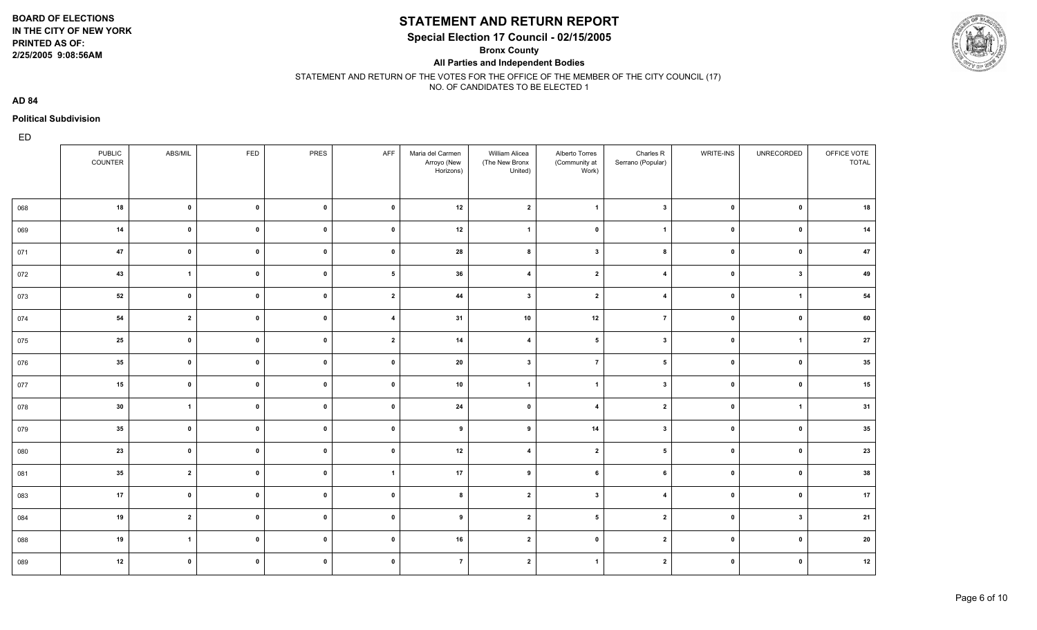BOARD OF ELECTIONS
IN THE CITY OF NEW YORK
PRINTED AS OF:
2/25/2005 9:08:56AM

# STATEMENT AND RETURN REPORT

## Special Election 17 Council - 02/15/2005

**Bronx County**

**All Parties and Independent Bodies**

STATEMENT AND RETURN OF THE VOTES FOR THE OFFICE OF THE MEMBER OF THE CITY COUNCIL (17)
NO. OF CANDIDATES TO BE ELECTED 1

**AD 84**

**Political Subdivision**

| ED | PUBLIC COUNTER | ABS/MIL | FED | PRES | AFF | Maria del Carmen Arroyo (New Horizons) | William Alicea (The New Bronx United) | Alberto Torres (Community at Work) | Charles R Serrano (Popular) | WRITE-INS | UNRECORDED | OFFICE VOTE TOTAL |
|---|---|---|---|---|---|---|---|---|---|---|---|---|
| 068 | 18 | 0 | 0 | 0 | 0 | 12 | 2 | 1 | 3 | 0 | 0 | 18 |
| 069 | 14 | 0 | 0 | 0 | 0 | 12 | 1 | 0 | 1 | 0 | 0 | 14 |
| 071 | 47 | 0 | 0 | 0 | 0 | 28 | 8 | 3 | 8 | 0 | 0 | 47 |
| 072 | 43 | 1 | 0 | 0 | 5 | 36 | 4 | 2 | 4 | 0 | 3 | 49 |
| 073 | 52 | 0 | 0 | 0 | 2 | 44 | 3 | 2 | 4 | 0 | 1 | 54 |
| 074 | 54 | 2 | 0 | 0 | 4 | 31 | 10 | 12 | 7 | 0 | 0 | 60 |
| 075 | 25 | 0 | 0 | 0 | 2 | 14 | 4 | 5 | 3 | 0 | 1 | 27 |
| 076 | 35 | 0 | 0 | 0 | 0 | 20 | 3 | 7 | 5 | 0 | 0 | 35 |
| 077 | 15 | 0 | 0 | 0 | 0 | 10 | 1 | 1 | 3 | 0 | 0 | 15 |
| 078 | 30 | 1 | 0 | 0 | 0 | 24 | 0 | 4 | 2 | 0 | 1 | 31 |
| 079 | 35 | 0 | 0 | 0 | 0 | 9 | 9 | 14 | 3 | 0 | 0 | 35 |
| 080 | 23 | 0 | 0 | 0 | 0 | 12 | 4 | 2 | 5 | 0 | 0 | 23 |
| 081 | 35 | 2 | 0 | 0 | 1 | 17 | 9 | 6 | 6 | 0 | 0 | 38 |
| 083 | 17 | 0 | 0 | 0 | 0 | 8 | 2 | 3 | 4 | 0 | 0 | 17 |
| 084 | 19 | 2 | 0 | 0 | 0 | 9 | 2 | 5 | 2 | 0 | 3 | 21 |
| 088 | 19 | 1 | 0 | 0 | 0 | 16 | 2 | 0 | 2 | 0 | 0 | 20 |
| 089 | 12 | 0 | 0 | 0 | 0 | 7 | 2 | 1 | 2 | 0 | 0 | 12 |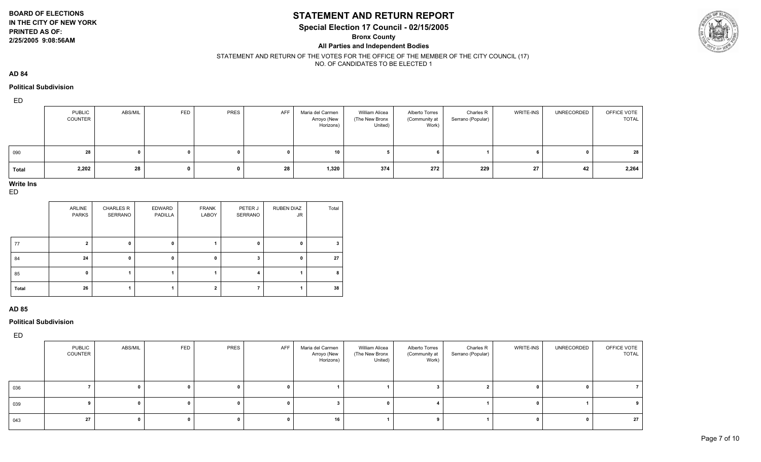**BOARD OF ELECTIONS**
**IN THE CITY OF NEW YORK**
**PRINTED AS OF:**
**2/25/2005 9:08:56AM**

# STATEMENT AND RETURN REPORT

## Special Election 17 Council - 02/15/2005

**Bronx County**

**All Parties and Independent Bodies**

STATEMENT AND RETURN OF THE VOTES FOR THE OFFICE OF THE MEMBER OF THE CITY COUNCIL (17)
NO. OF CANDIDATES TO BE ELECTED 1

### AD 84

#### Political Subdivision

ED

| | PUBLIC COUNTER | ABS/MIL | FED | PRES | AFF | Maria del Carmen Arroyo (New Horizons) | William Alicea (The New Bronx United) | Alberto Torres (Community at Work) | Charles R Serrano (Popular) | WRITE-INS | UNRECORDED | OFFICE VOTE TOTAL |
|---|---|---|---|---|---|---|---|---|---|---|---|---|
| 090 | 28 | 0 | 0 | 0 | 0 | 10 | 5 | 6 | 1 | 6 | 0 | 28 |
| Total | 2,202 | 28 | 0 | 0 | 28 | 1,320 | 374 | 272 | 229 | 27 | 42 | 2,264 |

**Write Ins**

ED

| | ARLINE PARKS | CHARLES R SERRANO | EDWARD PADILLA | FRANK LABOY | PETER J SERRANO | RUBEN DIAZ JR | Total |
|---|---|---|---|---|---|---|---|
| 77 | 2 | 0 | 0 | 1 | 0 | 0 | 3 |
| 84 | 24 | 0 | 0 | 0 | 3 | 0 | 27 |
| 85 | 0 | 1 | 1 | 1 | 4 | 1 | 8 |
| Total | 26 | 1 | 1 | 2 | 7 | 1 | 38 |

### AD 85

#### Political Subdivision

ED

| | PUBLIC COUNTER | ABS/MIL | FED | PRES | AFF | Maria del Carmen Arroyo (New Horizons) | William Alicea (The New Bronx United) | Alberto Torres (Community at Work) | Charles R Serrano (Popular) | WRITE-INS | UNRECORDED | OFFICE VOTE TOTAL |
|---|---|---|---|---|---|---|---|---|---|---|---|---|
| 036 | 7 | 0 | 0 | 0 | 0 | 1 | 1 | 3 | 2 | 0 | 0 | 7 |
| 039 | 9 | 0 | 0 | 0 | 0 | 3 | 0 | 4 | 1 | 0 | 1 | 9 |
| 043 | 27 | 0 | 0 | 0 | 0 | 16 | 1 | 9 | 1 | 0 | 0 | 27 |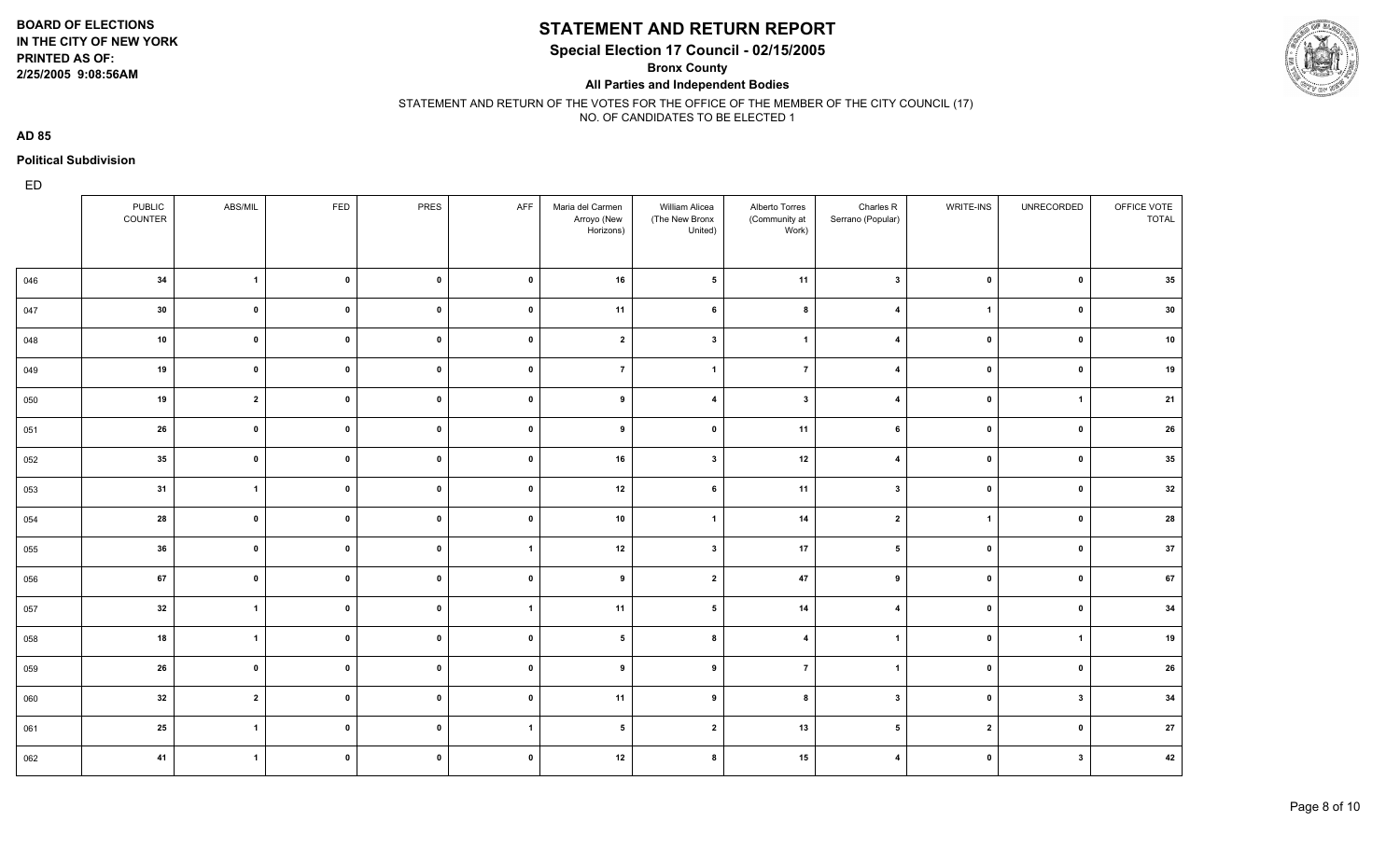BOARD OF ELECTIONS
IN THE CITY OF NEW YORK
PRINTED AS OF:
2/25/2005 9:08:56AM

# STATEMENT AND RETURN REPORT

## Special Election 17 Council - 02/15/2005

**Bronx County**

**All Parties and Independent Bodies**

STATEMENT AND RETURN OF THE VOTES FOR THE OFFICE OF THE MEMBER OF THE CITY COUNCIL (17)
NO. OF CANDIDATES TO BE ELECTED 1

**AD 85**

**Political Subdivision**

| ED | PUBLIC COUNTER | ABS/MIL | FED | PRES | AFF | Maria del Carmen Arroyo (New Horizons) | William Alicea (The New Bronx United) | Alberto Torres (Community at Work) | Charles R Serrano (Popular) | WRITE-INS | UNRECORDED | OFFICE VOTE TOTAL |
|---|---|---|---|---|---|---|---|---|---|---|---|---|
| 046 | 34 | 1 | 0 | 0 | 0 | 16 | 5 | 11 | 3 | 0 | 0 | 35 |
| 047 | 30 | 0 | 0 | 0 | 0 | 11 | 6 | 8 | 4 | 1 | 0 | 30 |
| 048 | 10 | 0 | 0 | 0 | 0 | 2 | 3 | 1 | 4 | 0 | 0 | 10 |
| 049 | 19 | 0 | 0 | 0 | 0 | 7 | 1 | 7 | 4 | 0 | 0 | 19 |
| 050 | 19 | 2 | 0 | 0 | 0 | 9 | 4 | 3 | 4 | 0 | 1 | 21 |
| 051 | 26 | 0 | 0 | 0 | 0 | 9 | 0 | 11 | 6 | 0 | 0 | 26 |
| 052 | 35 | 0 | 0 | 0 | 0 | 16 | 3 | 12 | 4 | 0 | 0 | 35 |
| 053 | 31 | 1 | 0 | 0 | 0 | 12 | 6 | 11 | 3 | 0 | 0 | 32 |
| 054 | 28 | 0 | 0 | 0 | 0 | 10 | 1 | 14 | 2 | 1 | 0 | 28 |
| 055 | 36 | 0 | 0 | 0 | 1 | 12 | 3 | 17 | 5 | 0 | 0 | 37 |
| 056 | 67 | 0 | 0 | 0 | 0 | 9 | 2 | 47 | 9 | 0 | 0 | 67 |
| 057 | 32 | 1 | 0 | 0 | 1 | 11 | 5 | 14 | 4 | 0 | 0 | 34 |
| 058 | 18 | 1 | 0 | 0 | 0 | 5 | 8 | 4 | 1 | 0 | 1 | 19 |
| 059 | 26 | 0 | 0 | 0 | 0 | 9 | 9 | 7 | 1 | 0 | 0 | 26 |
| 060 | 32 | 2 | 0 | 0 | 0 | 11 | 9 | 8 | 3 | 0 | 3 | 34 |
| 061 | 25 | 1 | 0 | 0 | 1 | 5 | 2 | 13 | 5 | 2 | 0 | 27 |
| 062 | 41 | 1 | 0 | 0 | 0 | 12 | 8 | 15 | 4 | 0 | 3 | 42 |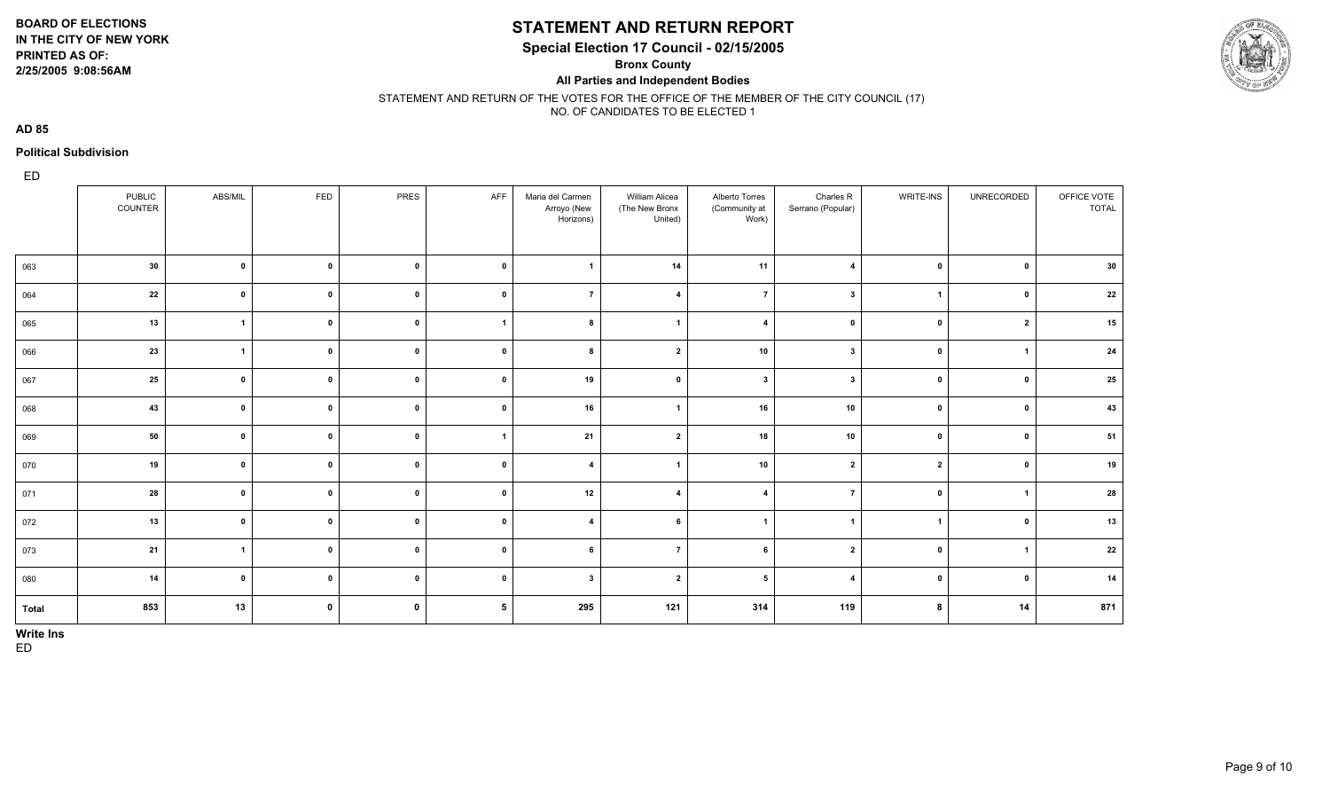**BOARD OF ELECTIONS**
**IN THE CITY OF NEW YORK**
**PRINTED AS OF:**
**2/25/2005 9:08:56AM**

# STATEMENT AND RETURN REPORT

## Special Election 17 Council - 02/15/2005

**Bronx County**

**All Parties and Independent Bodies**

STATEMENT AND RETURN OF THE VOTES FOR THE OFFICE OF THE MEMBER OF THE CITY COUNCIL (17)
NO. OF CANDIDATES TO BE ELECTED 1

**AD 85**

**Political Subdivision**

ED

| | PUBLIC COUNTER | ABS/MIL | FED | PRES | AFF | Maria del Carmen Arroyo (New Horizons) | William Alicea (The New Bronx United) | Alberto Torres (Community at Work) | Charles R Serrano (Popular) | WRITE-INS | UNRECORDED | OFFICE VOTE TOTAL |
|---|---|---|---|---|---|---|---|---|---|---|---|---|
| 063 | 30 | 0 | 0 | 0 | 0 | 1 | 14 | 11 | 4 | 0 | 0 | 30 |
| 064 | 22 | 0 | 0 | 0 | 0 | 7 | 4 | 7 | 3 | 1 | 0 | 22 |
| 065 | 13 | 1 | 0 | 0 | 1 | 8 | 1 | 4 | 0 | 0 | 2 | 15 |
| 066 | 23 | 1 | 0 | 0 | 0 | 8 | 2 | 10 | 3 | 0 | 1 | 24 |
| 067 | 25 | 0 | 0 | 0 | 0 | 19 | 0 | 3 | 3 | 0 | 0 | 25 |
| 068 | 43 | 0 | 0 | 0 | 0 | 16 | 1 | 16 | 10 | 0 | 0 | 43 |
| 069 | 50 | 0 | 0 | 0 | 1 | 21 | 2 | 18 | 10 | 0 | 0 | 51 |
| 070 | 19 | 0 | 0 | 0 | 0 | 4 | 1 | 10 | 2 | 2 | 0 | 19 |
| 071 | 28 | 0 | 0 | 0 | 0 | 12 | 4 | 4 | 7 | 0 | 1 | 28 |
| 072 | 13 | 0 | 0 | 0 | 0 | 4 | 6 | 1 | 1 | 1 | 0 | 13 |
| 073 | 21 | 1 | 0 | 0 | 0 | 6 | 7 | 6 | 2 | 0 | 1 | 22 |
| 080 | 14 | 0 | 0 | 0 | 0 | 3 | 2 | 5 | 4 | 0 | 0 | 14 |
| **Total** | 853 | 13 | 0 | 0 | 5 | 295 | 121 | 314 | 119 | 8 | 14 | 871 |

**Write Ins**

ED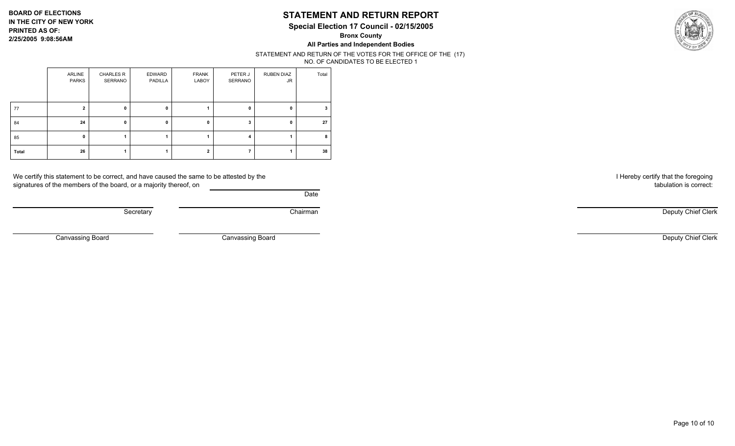**BOARD OF ELECTIONS**
**IN THE CITY OF NEW YORK**
**PRINTED AS OF:**
**2/25/2005 9:08:56AM**

# STATEMENT AND RETURN REPORT

**Special Election 17 Council - 02/15/2005**

**Bronx County**

**All Parties and Independent Bodies**

STATEMENT AND RETURN OF THE VOTES FOR THE OFFICE OF THE (17)
NO. OF CANDIDATES TO BE ELECTED 1

| | ARLINE PARKS | CHARLES R SERRANO | EDWARD PADILLA | FRANK LABOY | PETER J SERRANO | RUBEN DIAZ JR | Total |
|---|---|---|---|---|---|---|---|
| 77 | 2 | 0 | 0 | 1 | 0 | 0 | 3 |
| 84 | 24 | 0 | 0 | 0 | 3 | 0 | 27 |
| 85 | 0 | 1 | 1 | 1 | 4 | 1 | 8 |
| Total | 26 | 1 | 1 | 2 | 7 | 1 | 38 |

We certify this statement to be correct, and have caused the same to be attested by the signatures of the members of the board, or a majority thereof, on

Date

Secretary

Chairman

Canvassing Board

Canvassing Board

I Hereby certify that the foregoing tabulation is correct:

Deputy Chief Clerk

Deputy Chief Clerk